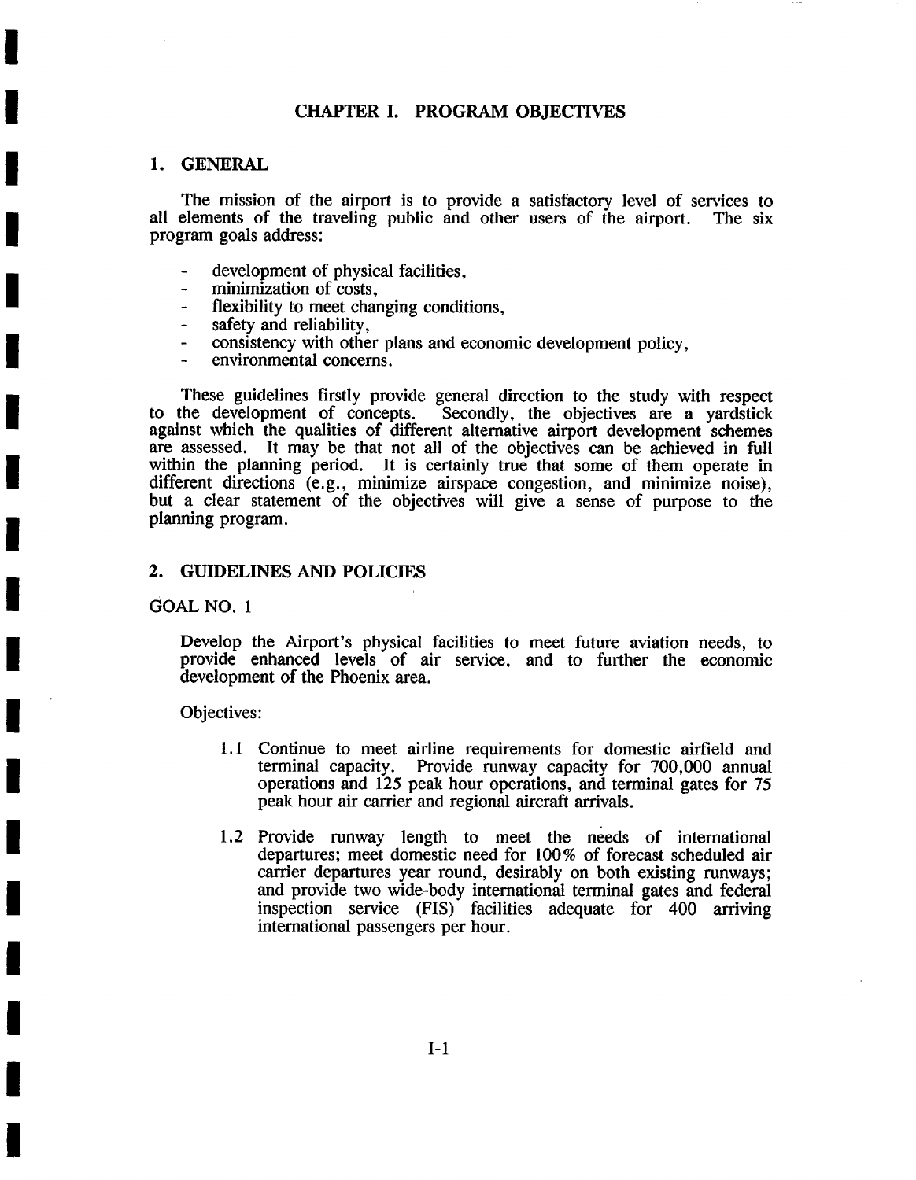# CHAPTER I. PROGRAM OBJECTIVES

## 1. GENERAL

The mission of the airport is to provide a satisfactory level of services to all elements of the traveling public and other users of the airport. The six program goals address:

- development of physical facilities,
- minimization of costs,
- flexibility to meet changing conditions,
- safety and reliability,
- consistency with other plans and economic development policy,
- environmental concerns.

These guidelines firstly provide general direction to the study with respect to the development of concepts. Secondly, the objectives are a yardstick against which the qualities of different alternative airport development schemes are assessed. It may be that not all of the objectives can be achieved in full within the planning period. It is certainly true that some of them operate in different directions (e.g., minimize airspace congestion, and minimize noise), but a clear statement of the objectives will give a sense of purpose to the planning program.

## 2. GUIDELINES AND POLICIES

GOAL NO. 1

Develop the Airport's physical facilities to meet future aviation needs, to provide enhanced levels of air service, and to further the economic development of the Phoenix area.

Objectives:

1.1 Continue to meet airline requirements for domestic airfield and terminal capacity. Provide runway capacity for 700,000 annual operations and 125 peak hour operations, and terminal gates for 75 peak hour air carrier and regional aircraft arrivals.

1.2 Provide runway length to meet the needs of international departures; meet domestic need for 100% of forecast scheduled air carrier departures year round, desirably on both existing runways; and provide two wide-body international terminal gates and federal inspection service (FIS) facilities adequate for 400 arriving international passengers per hour.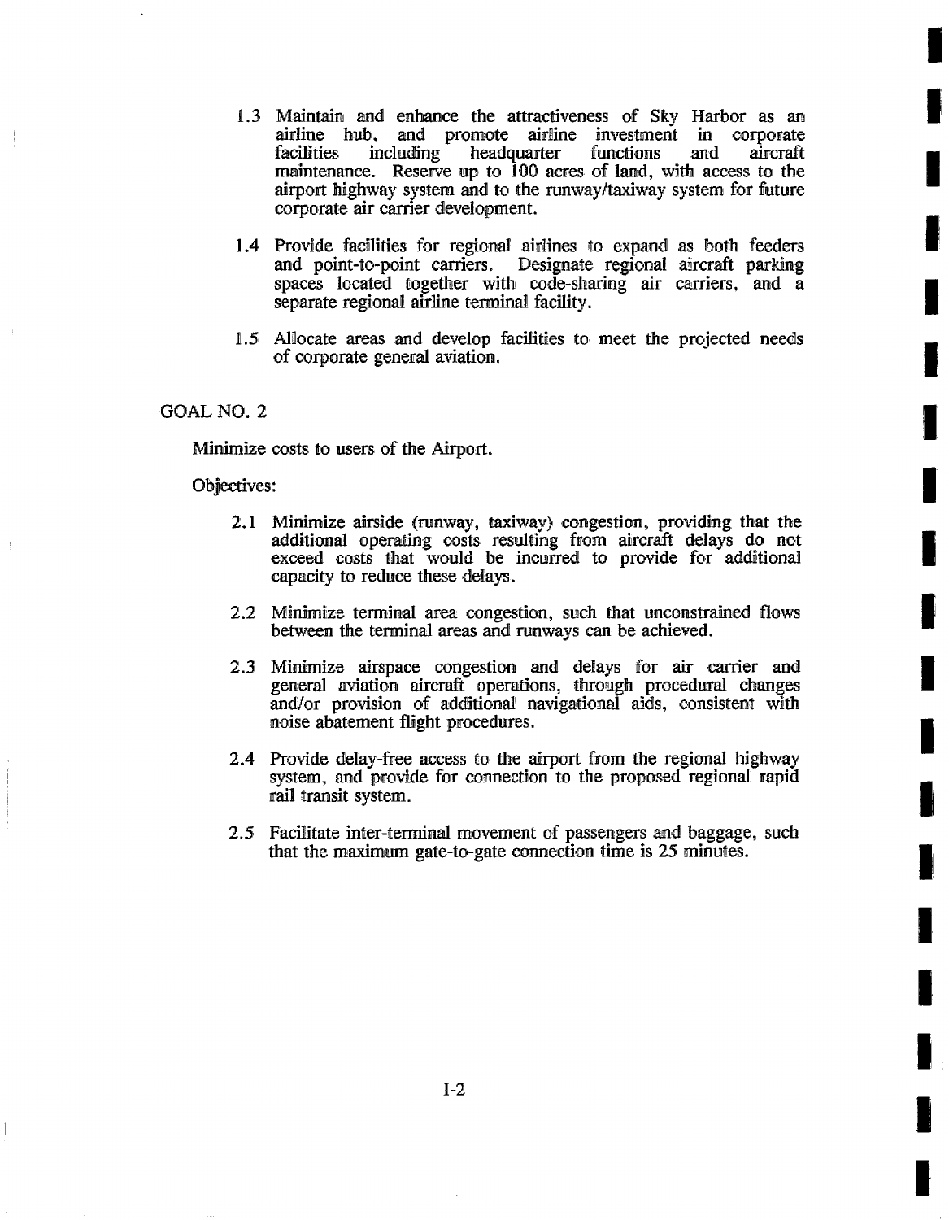1.3 Maintain and enhance the attractiveness of Sky Harbor as an airline hub, and promote airline investment in corporate facilities including headquarter functions and aircraft maintenance. Reserve up to 100 acres of land, with access to the airport highway system and to the runway/taxiway system for future corporate air carrier development.

1.4 Provide facilities for regional airlines to expand as both feeders and point-to-point carriers. Designate regional aircraft parking spaces located together with code-sharing air carriers, and a separate regional airline terminal facility.

1.5 Allocate areas and develop facilities to meet the projected needs of corporate general aviation.

## GOAL NO. 2

Minimize costs to users of the Airport.

Objectives:

2.1 Minimize airside (runway, taxiway) congestion, providing that the additional operating costs resulting from aircraft delays do not exceed costs that would be incurred to provide for additional capacity to reduce these delays.

2.2 Minimize terminal area congestion, such that unconstrained flows between the terminal areas and runways can be achieved.

2.3 Minimize airspace congestion and delays for air carrier and general aviation aircraft operations, through procedural changes and/or provision of additional navigational aids, consistent with noise abatement flight procedures.

2.4 Provide delay-free access to the airport from the regional highway system, and provide for connection to the proposed regional rapid rail transit system.

2.5 Facilitate inter-terminal movement of passengers and baggage, such that the maximum gate-to-gate connection time is 25 minutes.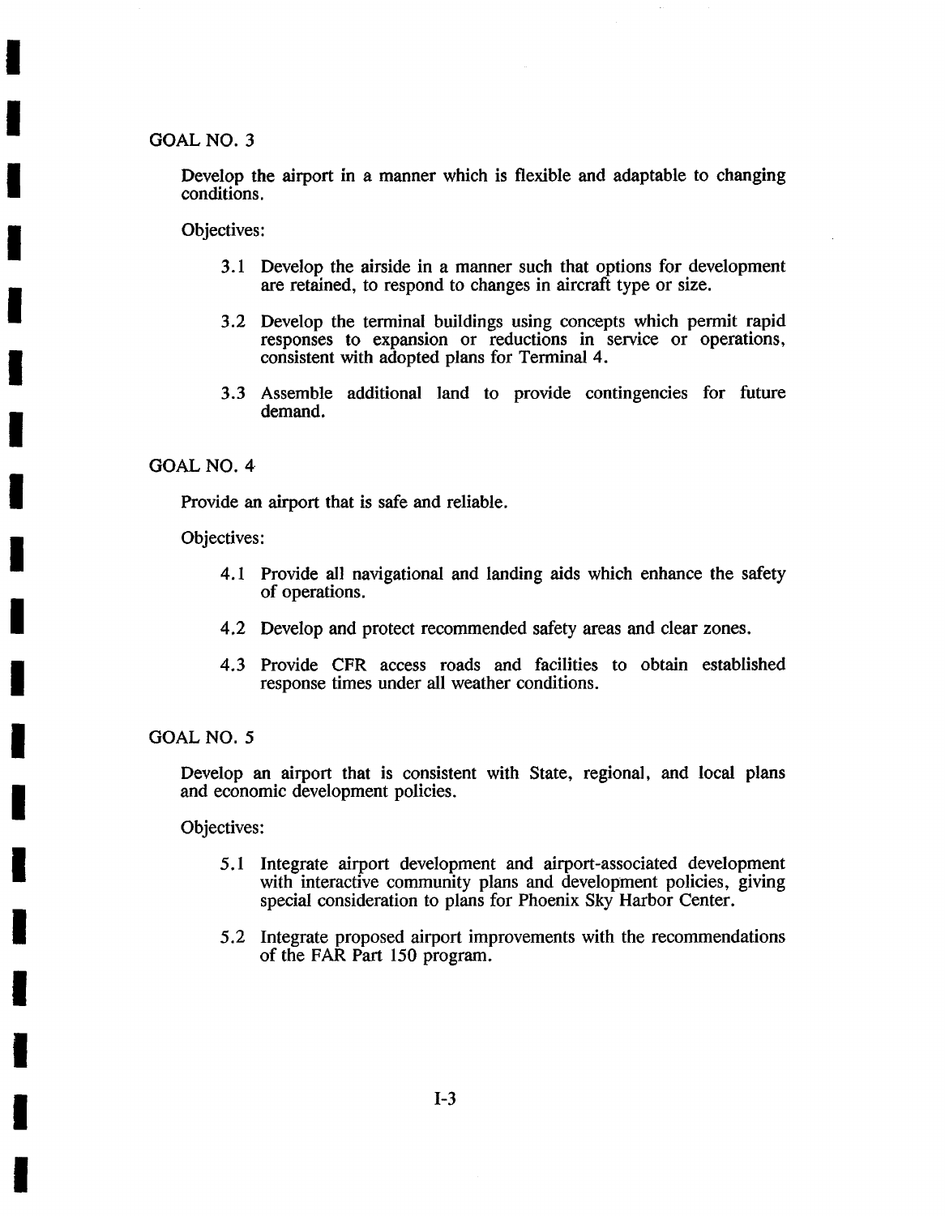## GOAL NO. 3

Develop the airport in a manner which is flexible and adaptable to changing conditions.

Objectives:

3.1 Develop the airside in a manner such that options for development are retained, to respond to changes in aircraft type or size.

3.2 Develop the terminal buildings using concepts which permit rapid responses to expansion or reductions in service or operations, consistent with adopted plans for Terminal 4.

3.3 Assemble additional land to provide contingencies for future demand.

## GOAL NO. 4

Provide an airport that is safe and reliable.

Objectives:

4.1 Provide all navigational and landing aids which enhance the safety of operations.

4.2 Develop and protect recommended safety areas and clear zones.

4.3 Provide CFR access roads and facilities to obtain established response times under all weather conditions.

## GOAL NO. 5

Develop an airport that is consistent with State, regional, and local plans and economic development policies.

Objectives:

5.1 Integrate airport development and airport-associated development with interactive community plans and development policies, giving special consideration to plans for Phoenix Sky Harbor Center.

5.2 Integrate proposed airport improvements with the recommendations of the FAR Part 150 program.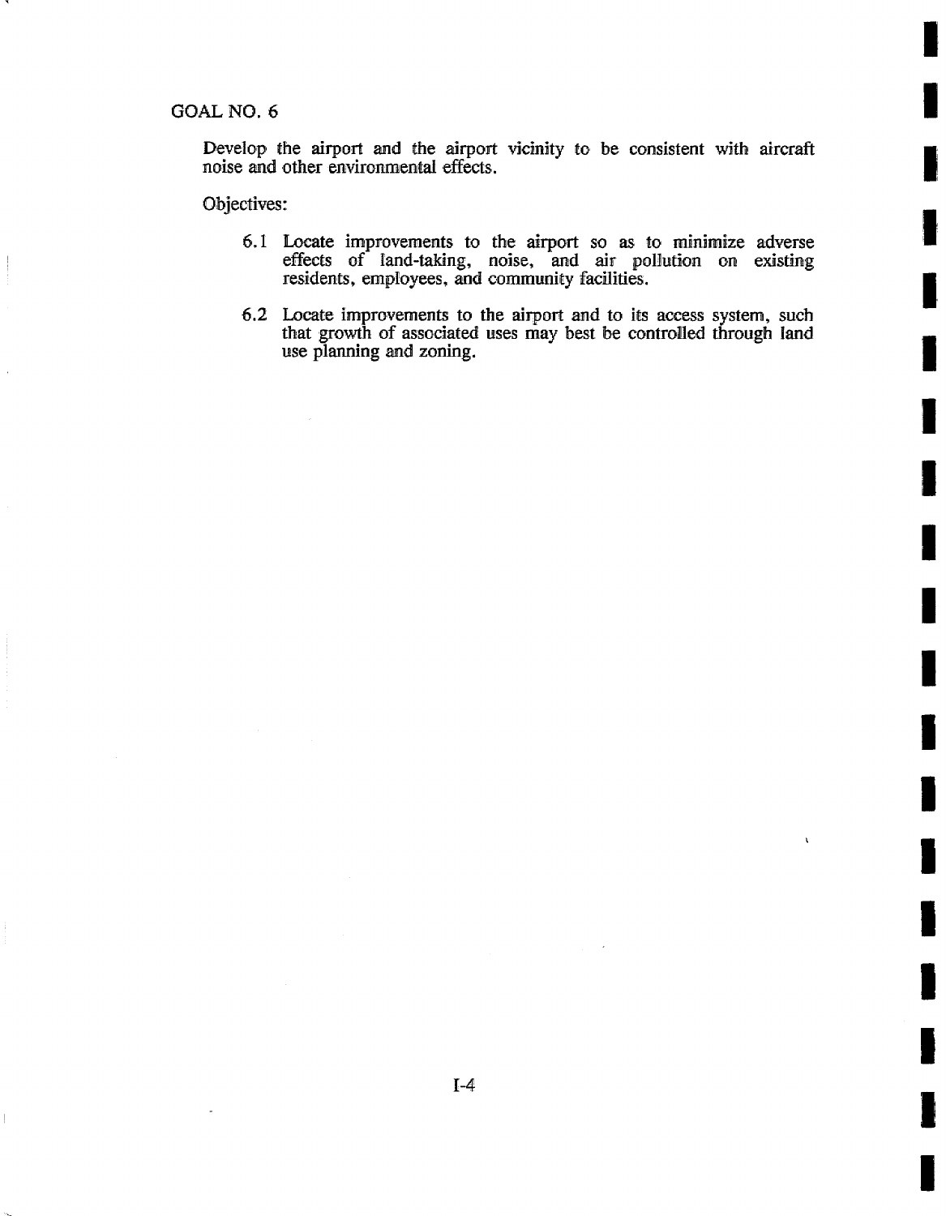## GOAL NO. 6

Develop the airport and the airport vicinity to be consistent with aircraft noise and other environmental effects.

Objectives:

6.1 Locate improvements to the airport so as to minimize adverse effects of land-taking, noise, and air pollution on existing residents, employees, and community facilities.

6.2 Locate improvements to the airport and to its access system, such that growth of associated uses may best be controlled through land use planning and zoning.